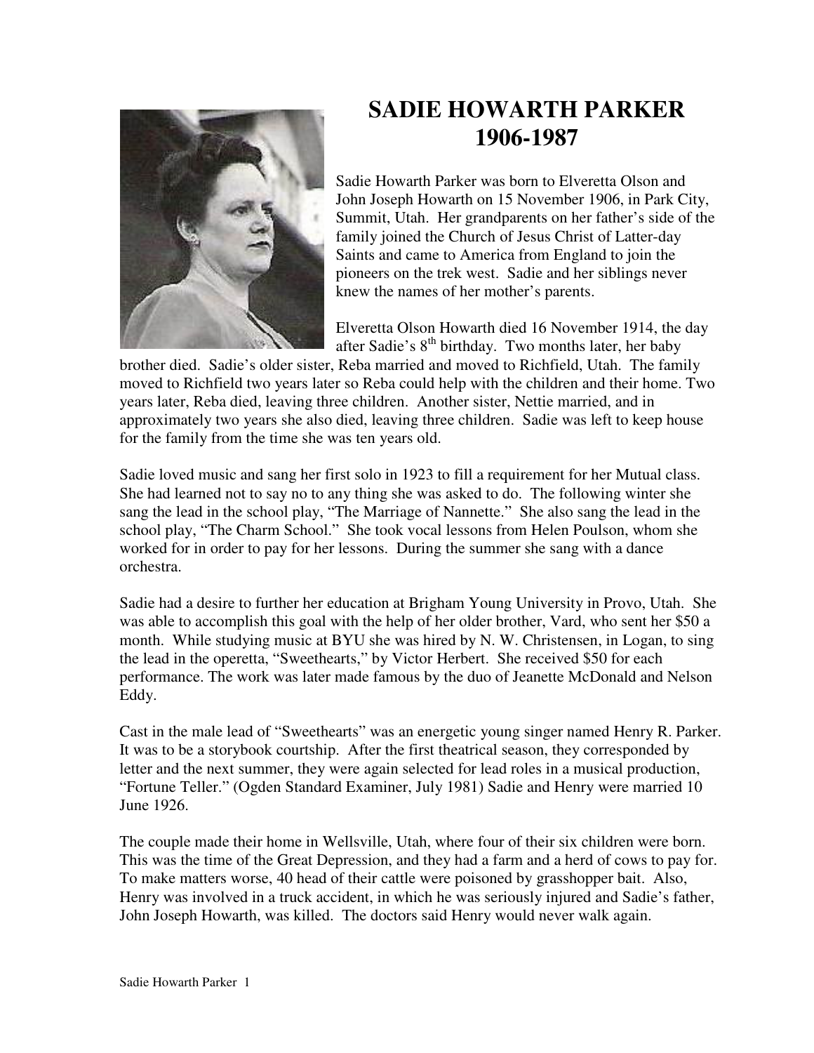# SADIE HOWARTH PARKER
# 1906-1987

Sadie Howarth Parker was born to Elveretta Olson and John Joseph Howarth on 15 November 1906, in Park City, Summit, Utah. Her grandparents on her father's side of the family joined the Church of Jesus Christ of Latter-day Saints and came to America from England to join the pioneers on the trek west. Sadie and her siblings never knew the names of her mother's parents.

Elveretta Olson Howarth died 16 November 1914, the day after Sadie's 8th birthday. Two months later, her baby brother died. Sadie's older sister, Reba married and moved to Richfield, Utah. The family moved to Richfield two years later so Reba could help with the children and their home. Two years later, Reba died, leaving three children. Another sister, Nettie married, and in approximately two years she also died, leaving three children. Sadie was left to keep house for the family from the time she was ten years old.

Sadie loved music and sang her first solo in 1923 to fill a requirement for her Mutual class. She had learned not to say no to any thing she was asked to do. The following winter she sang the lead in the school play, "The Marriage of Nannette." She also sang the lead in the school play, "The Charm School." She took vocal lessons from Helen Poulson, whom she worked for in order to pay for her lessons. During the summer she sang with a dance orchestra.

Sadie had a desire to further her education at Brigham Young University in Provo, Utah. She was able to accomplish this goal with the help of her older brother, Vard, who sent her $50 a month. While studying music at BYU she was hired by N. W. Christensen, in Logan, to sing the lead in the operetta, "Sweethearts," by Victor Herbert. She received $50 for each performance. The work was later made famous by the duo of Jeanette McDonald and Nelson Eddy.

Cast in the male lead of "Sweethearts" was an energetic young singer named Henry R. Parker. It was to be a storybook courtship. After the first theatrical season, they corresponded by letter and the next summer, they were again selected for lead roles in a musical production, "Fortune Teller." (Ogden Standard Examiner, July 1981) Sadie and Henry were married 10 June 1926.

The couple made their home in Wellsville, Utah, where four of their six children were born. This was the time of the Great Depression, and they had a farm and a herd of cows to pay for. To make matters worse, 40 head of their cattle were poisoned by grasshopper bait. Also, Henry was involved in a truck accident, in which he was seriously injured and Sadie's father, John Joseph Howarth, was killed. The doctors said Henry would never walk again.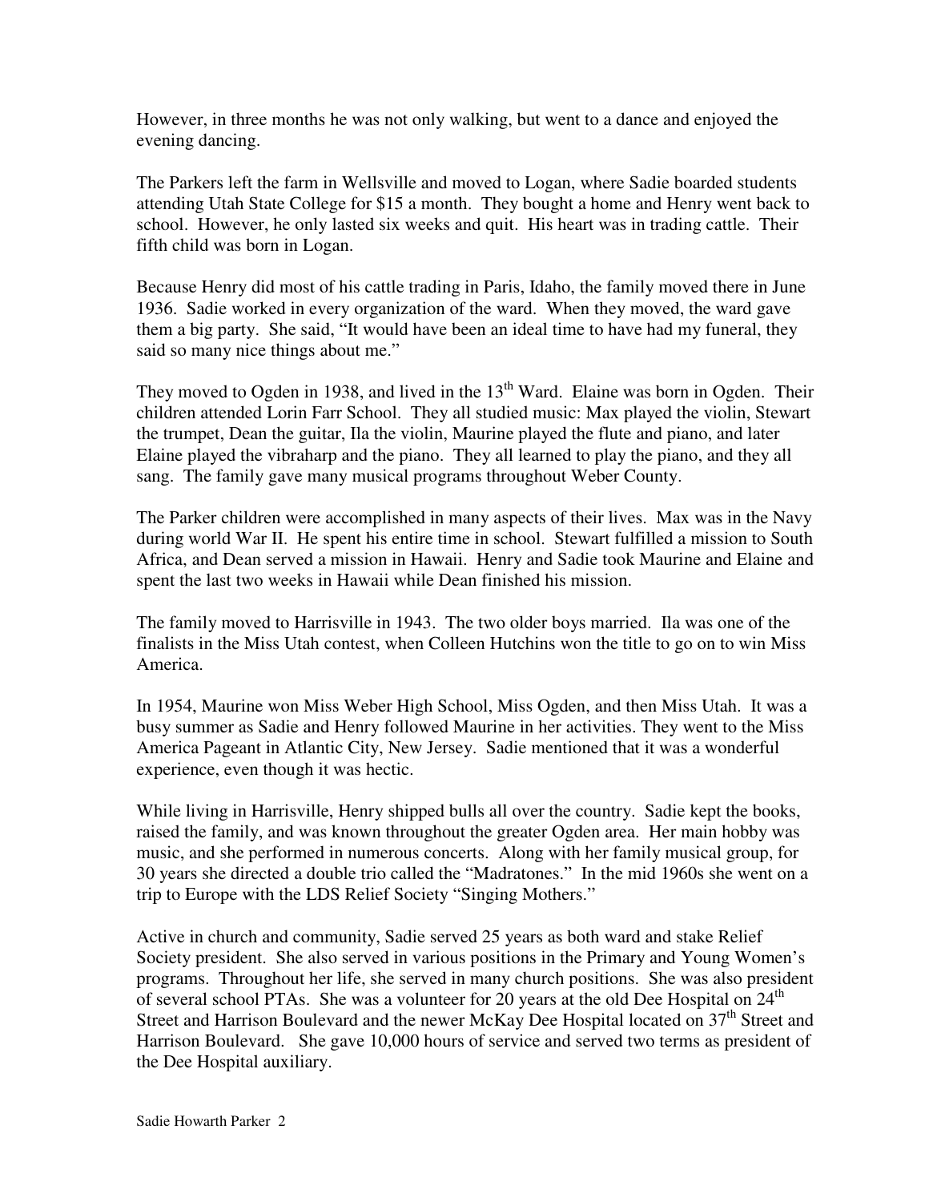However, in three months he was not only walking, but went to a dance and enjoyed the evening dancing.

The Parkers left the farm in Wellsville and moved to Logan, where Sadie boarded students attending Utah State College for $15 a month. They bought a home and Henry went back to school. However, he only lasted six weeks and quit. His heart was in trading cattle. Their fifth child was born in Logan.

Because Henry did most of his cattle trading in Paris, Idaho, the family moved there in June 1936. Sadie worked in every organization of the ward. When they moved, the ward gave them a big party. She said, "It would have been an ideal time to have had my funeral, they said so many nice things about me."

They moved to Ogden in 1938, and lived in the 13th Ward. Elaine was born in Ogden. Their children attended Lorin Farr School. They all studied music: Max played the violin, Stewart the trumpet, Dean the guitar, Ila the violin, Maurine played the flute and piano, and later Elaine played the vibraharp and the piano. They all learned to play the piano, and they all sang. The family gave many musical programs throughout Weber County.

The Parker children were accomplished in many aspects of their lives. Max was in the Navy during world War II. He spent his entire time in school. Stewart fulfilled a mission to South Africa, and Dean served a mission in Hawaii. Henry and Sadie took Maurine and Elaine and spent the last two weeks in Hawaii while Dean finished his mission.

The family moved to Harrisville in 1943. The two older boys married. Ila was one of the finalists in the Miss Utah contest, when Colleen Hutchins won the title to go on to win Miss America.

In 1954, Maurine won Miss Weber High School, Miss Ogden, and then Miss Utah. It was a busy summer as Sadie and Henry followed Maurine in her activities. They went to the Miss America Pageant in Atlantic City, New Jersey. Sadie mentioned that it was a wonderful experience, even though it was hectic.

While living in Harrisville, Henry shipped bulls all over the country. Sadie kept the books, raised the family, and was known throughout the greater Ogden area. Her main hobby was music, and she performed in numerous concerts. Along with her family musical group, for 30 years she directed a double trio called the "Madratones." In the mid 1960s she went on a trip to Europe with the LDS Relief Society "Singing Mothers."

Active in church and community, Sadie served 25 years as both ward and stake Relief Society president. She also served in various positions in the Primary and Young Women's programs. Throughout her life, she served in many church positions. She was also president of several school PTAs. She was a volunteer for 20 years at the old Dee Hospital on 24th Street and Harrison Boulevard and the newer McKay Dee Hospital located on 37th Street and Harrison Boulevard. She gave 10,000 hours of service and served two terms as president of the Dee Hospital auxiliary.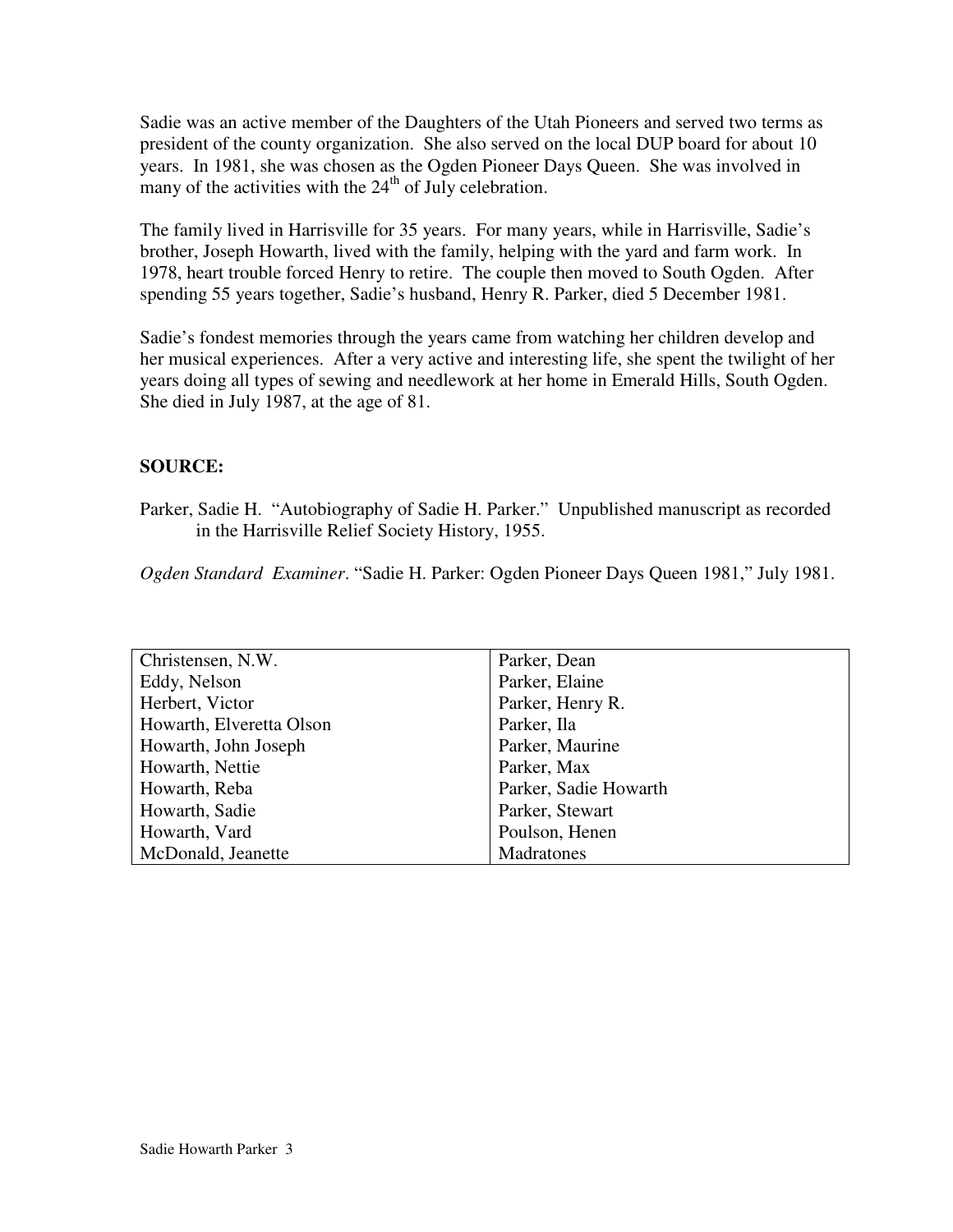Sadie was an active member of the Daughters of the Utah Pioneers and served two terms as president of the county organization. She also served on the local DUP board for about 10 years. In 1981, she was chosen as the Ogden Pioneer Days Queen. She was involved in many of the activities with the 24th of July celebration.

The family lived in Harrisville for 35 years. For many years, while in Harrisville, Sadie's brother, Joseph Howarth, lived with the family, helping with the yard and farm work. In 1978, heart trouble forced Henry to retire. The couple then moved to South Ogden. After spending 55 years together, Sadie's husband, Henry R. Parker, died 5 December 1981.

Sadie's fondest memories through the years came from watching her children develop and her musical experiences. After a very active and interesting life, she spent the twilight of her years doing all types of sewing and needlework at her home in Emerald Hills, South Ogden. She died in July 1987, at the age of 81.

**SOURCE:**

Parker, Sadie H. "Autobiography of Sadie H. Parker." Unpublished manuscript as recorded in the Harrisville Relief Society History, 1955.

*Ogden Standard Examiner*. "Sadie H. Parker: Ogden Pioneer Days Queen 1981," July 1981.

| | |
|---|---|
| Christensen, N.W. | Parker, Dean |
| Eddy, Nelson | Parker, Elaine |
| Herbert, Victor | Parker, Henry R. |
| Howarth, Elveretta Olson | Parker, Ila |
| Howarth, John Joseph | Parker, Maurine |
| Howarth, Nettie | Parker, Max |
| Howarth, Reba | Parker, Sadie Howarth |
| Howarth, Sadie | Parker, Stewart |
| Howarth, Vard | Poulson, Henen |
| McDonald, Jeanette | Madratones |